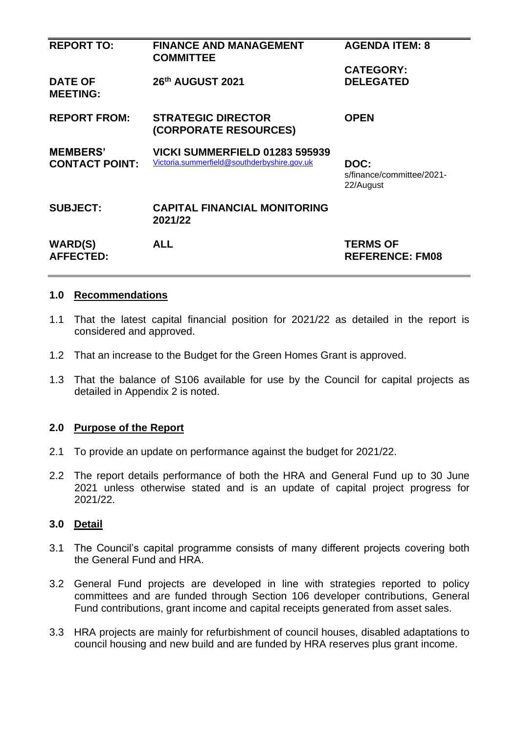| | | |
|---|---|---|
| **REPORT TO:** | **FINANCE AND MANAGEMENT COMMITTEE** | **AGENDA ITEM: 8** |
| **DATE OF MEETING:** | **26th AUGUST 2021** | **CATEGORY: DELEGATED** |
| **REPORT FROM:** | **STRATEGIC DIRECTOR (CORPORATE RESOURCES)** | **OPEN** |
| **MEMBERS' CONTACT POINT:** | **VICKI SUMMERFIELD 01283 595939** Victoria.summerfield@southderbyshire.gov.uk | **DOC:** s/finance/committee/2021-22/August |
| **SUBJECT:** | **CAPITAL FINANCIAL MONITORING 2021/22** | |
| **WARD(S) AFFECTED:** | **ALL** | **TERMS OF REFERENCE: FM08** |

## 1.0 Recommendations

1.1 That the latest capital financial position for 2021/22 as detailed in the report is considered and approved.

1.2 That an increase to the Budget for the Green Homes Grant is approved.

1.3 That the balance of S106 available for use by the Council for capital projects as detailed in Appendix 2 is noted.

## 2.0 Purpose of the Report

2.1 To provide an update on performance against the budget for 2021/22.

2.2 The report details performance of both the HRA and General Fund up to 30 June 2021 unless otherwise stated and is an update of capital project progress for 2021/22.

## 3.0 Detail

3.1 The Council's capital programme consists of many different projects covering both the General Fund and HRA.

3.2 General Fund projects are developed in line with strategies reported to policy committees and are funded through Section 106 developer contributions, General Fund contributions, grant income and capital receipts generated from asset sales.

3.3 HRA projects are mainly for refurbishment of council houses, disabled adaptations to council housing and new build and are funded by HRA reserves plus grant income.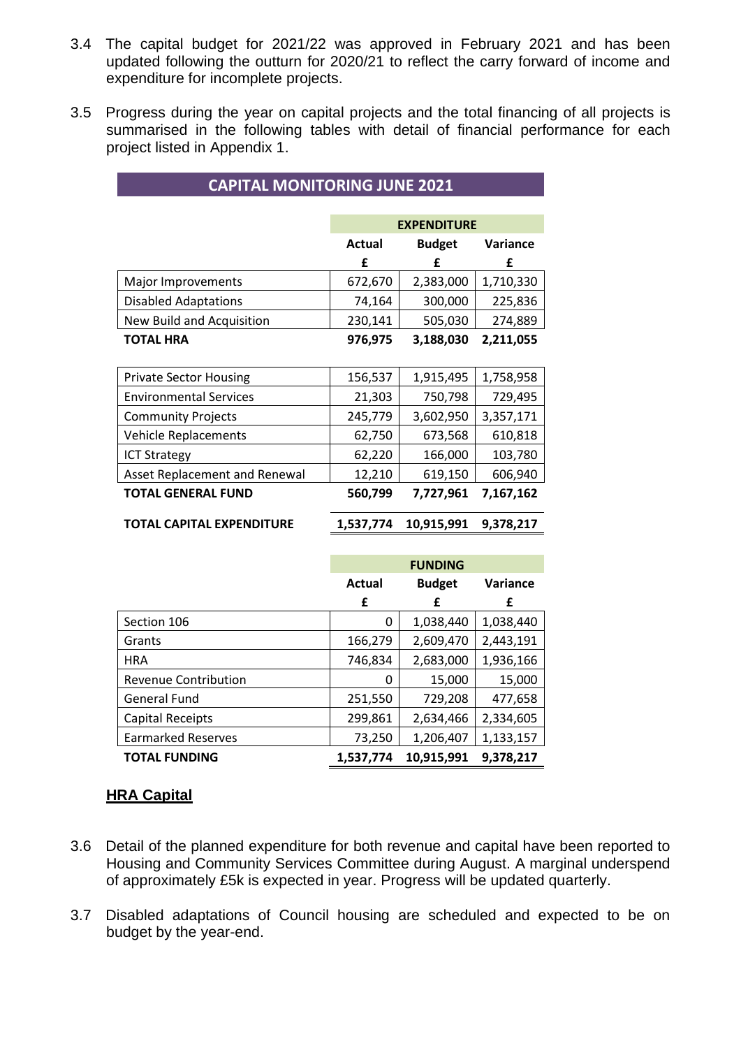3.4 The capital budget for 2021/22 was approved in February 2021 and has been updated following the outturn for 2020/21 to reflect the carry forward of income and expenditure for incomplete projects.

3.5 Progress during the year on capital projects and the total financing of all projects is summarised in the following tables with detail of financial performance for each project listed in Appendix 1.

**CAPITAL MONITORING JUNE 2021**

| | EXPENDITURE | | |
|---|---|---|---|
| | **Actual** | **Budget** | **Variance** |
| | **£** | **£** | **£** |
| Major Improvements | 672,670 | 2,383,000 | 1,710,330 |
| Disabled Adaptations | 74,164 | 300,000 | 225,836 |
| New Build and Acquisition | 230,141 | 505,030 | 274,889 |
| **TOTAL HRA** | **976,975** | **3,188,030** | **2,211,055** |
| | | | |
| Private Sector Housing | 156,537 | 1,915,495 | 1,758,958 |
| Environmental Services | 21,303 | 750,798 | 729,495 |
| Community Projects | 245,779 | 3,602,950 | 3,357,171 |
| Vehicle Replacements | 62,750 | 673,568 | 610,818 |
| ICT Strategy | 62,220 | 166,000 | 103,780 |
| Asset Replacement and Renewal | 12,210 | 619,150 | 606,940 |
| **TOTAL GENERAL FUND** | **560,799** | **7,727,961** | **7,167,162** |
| | | | |
| **TOTAL CAPITAL EXPENDITURE** | **1,537,774** | **10,915,991** | **9,378,217** |

| | FUNDING | | |
|---|---|---|---|
| | **Actual** | **Budget** | **Variance** |
| | **£** | **£** | **£** |
| Section 106 | 0 | 1,038,440 | 1,038,440 |
| Grants | 166,279 | 2,609,470 | 2,443,191 |
| HRA | 746,834 | 2,683,000 | 1,936,166 |
| Revenue Contribution | 0 | 15,000 | 15,000 |
| General Fund | 251,550 | 729,208 | 477,658 |
| Capital Receipts | 299,861 | 2,634,466 | 2,334,605 |
| Earmarked Reserves | 73,250 | 1,206,407 | 1,133,157 |
| **TOTAL FUNDING** | **1,537,774** | **10,915,991** | **9,378,217** |

**HRA Capital**

3.6 Detail of the planned expenditure for both revenue and capital have been reported to Housing and Community Services Committee during August. A marginal underspend of approximately £5k is expected in year. Progress will be updated quarterly.

3.7 Disabled adaptations of Council housing are scheduled and expected to be on budget by the year-end.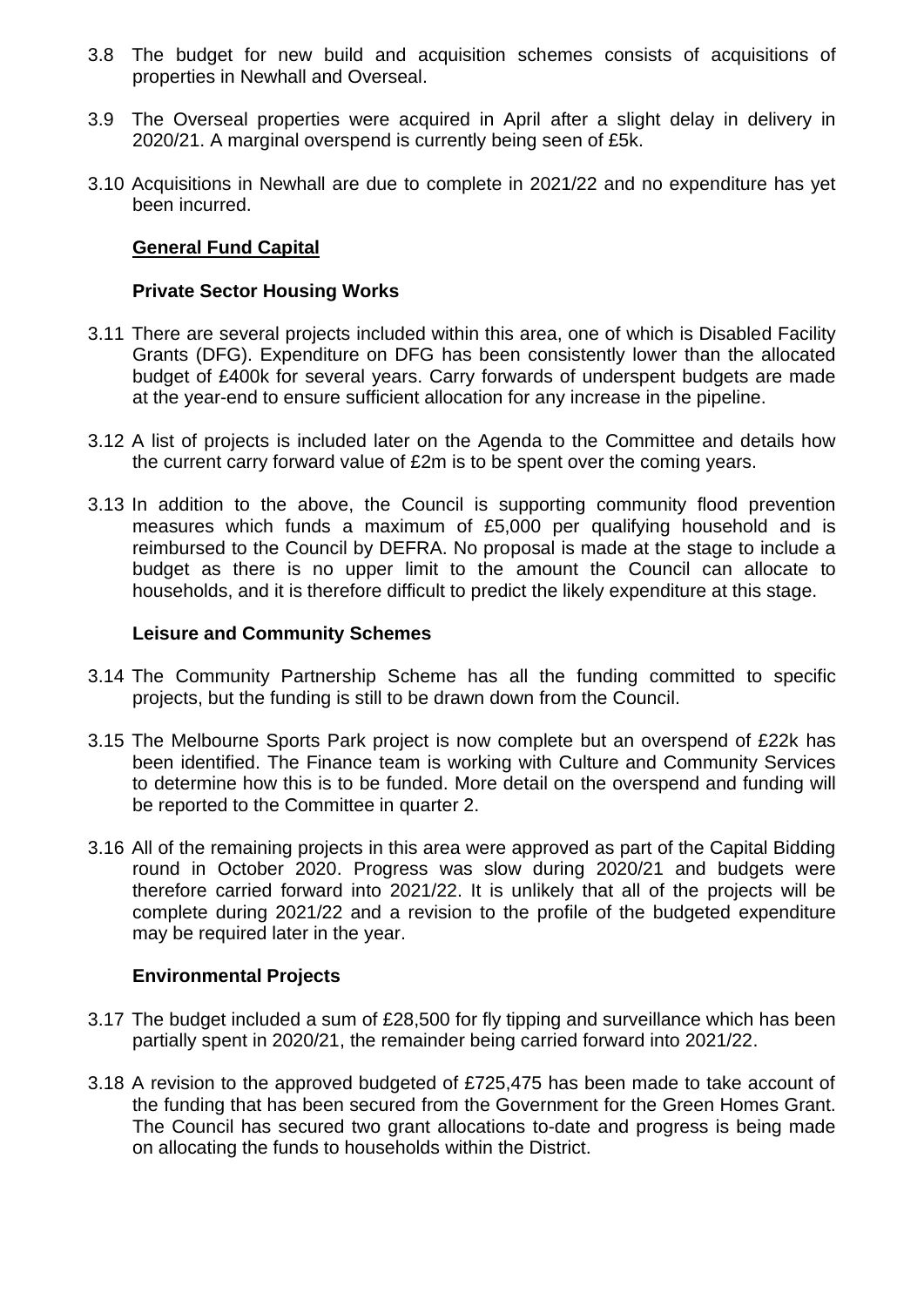3.8 The budget for new build and acquisition schemes consists of acquisitions of properties in Newhall and Overseal.

3.9 The Overseal properties were acquired in April after a slight delay in delivery in 2020/21. A marginal overspend is currently being seen of £5k.

3.10 Acquisitions in Newhall are due to complete in 2021/22 and no expenditure has yet been incurred.

## General Fund Capital

### Private Sector Housing Works

3.11 There are several projects included within this area, one of which is Disabled Facility Grants (DFG). Expenditure on DFG has been consistently lower than the allocated budget of £400k for several years. Carry forwards of underspent budgets are made at the year-end to ensure sufficient allocation for any increase in the pipeline.

3.12 A list of projects is included later on the Agenda to the Committee and details how the current carry forward value of £2m is to be spent over the coming years.

3.13 In addition to the above, the Council is supporting community flood prevention measures which funds a maximum of £5,000 per qualifying household and is reimbursed to the Council by DEFRA. No proposal is made at the stage to include a budget as there is no upper limit to the amount the Council can allocate to households, and it is therefore difficult to predict the likely expenditure at this stage.

### Leisure and Community Schemes

3.14 The Community Partnership Scheme has all the funding committed to specific projects, but the funding is still to be drawn down from the Council.

3.15 The Melbourne Sports Park project is now complete but an overspend of £22k has been identified. The Finance team is working with Culture and Community Services to determine how this is to be funded. More detail on the overspend and funding will be reported to the Committee in quarter 2.

3.16 All of the remaining projects in this area were approved as part of the Capital Bidding round in October 2020. Progress was slow during 2020/21 and budgets were therefore carried forward into 2021/22. It is unlikely that all of the projects will be complete during 2021/22 and a revision to the profile of the budgeted expenditure may be required later in the year.

### Environmental Projects

3.17 The budget included a sum of £28,500 for fly tipping and surveillance which has been partially spent in 2020/21, the remainder being carried forward into 2021/22.

3.18 A revision to the approved budgeted of £725,475 has been made to take account of the funding that has been secured from the Government for the Green Homes Grant. The Council has secured two grant allocations to-date and progress is being made on allocating the funds to households within the District.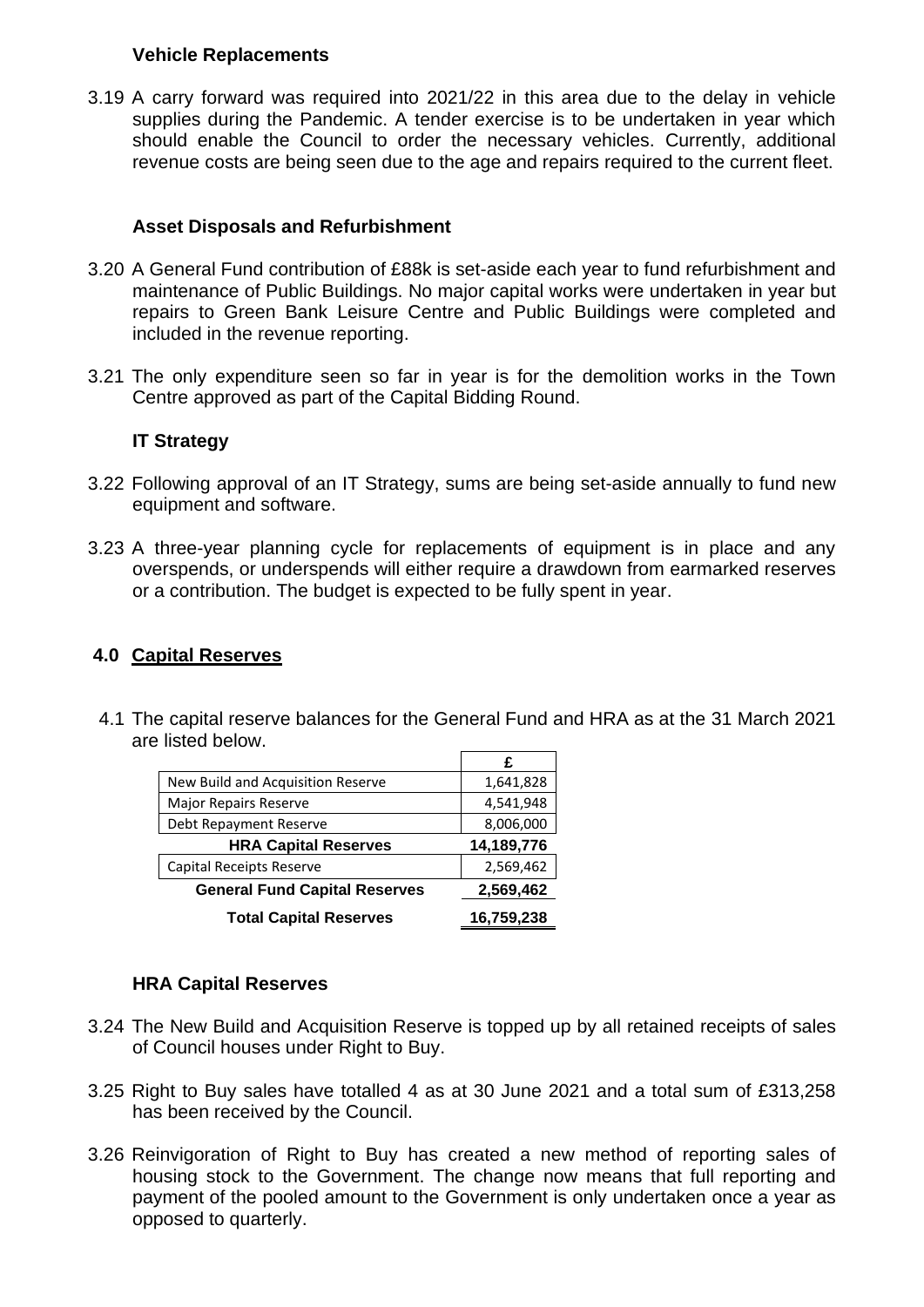### Vehicle Replacements

3.19 A carry forward was required into 2021/22 in this area due to the delay in vehicle supplies during the Pandemic. A tender exercise is to be undertaken in year which should enable the Council to order the necessary vehicles. Currently, additional revenue costs are being seen due to the age and repairs required to the current fleet.

### Asset Disposals and Refurbishment

3.20 A General Fund contribution of £88k is set-aside each year to fund refurbishment and maintenance of Public Buildings. No major capital works were undertaken in year but repairs to Green Bank Leisure Centre and Public Buildings were completed and included in the revenue reporting.

3.21 The only expenditure seen so far in year is for the demolition works in the Town Centre approved as part of the Capital Bidding Round.

### IT Strategy

3.22 Following approval of an IT Strategy, sums are being set-aside annually to fund new equipment and software.

3.23 A three-year planning cycle for replacements of equipment is in place and any overspends, or underspends will either require a drawdown from earmarked reserves or a contribution. The budget is expected to be fully spent in year.

## 4.0 Capital Reserves

4.1 The capital reserve balances for the General Fund and HRA as at the 31 March 2021 are listed below.

| | £ |
|---|---|
| New Build and Acquisition Reserve | 1,641,828 |
| Major Repairs Reserve | 4,541,948 |
| Debt Repayment Reserve | 8,006,000 |
| **HRA Capital Reserves** | **14,189,776** |
| Capital Receipts Reserve | 2,569,462 |
| **General Fund Capital Reserves** | **2,569,462** |
| **Total Capital Reserves** | **16,759,238** |

### HRA Capital Reserves

3.24 The New Build and Acquisition Reserve is topped up by all retained receipts of sales of Council houses under Right to Buy.

3.25 Right to Buy sales have totalled 4 as at 30 June 2021 and a total sum of £313,258 has been received by the Council.

3.26 Reinvigoration of Right to Buy has created a new method of reporting sales of housing stock to the Government. The change now means that full reporting and payment of the pooled amount to the Government is only undertaken once a year as opposed to quarterly.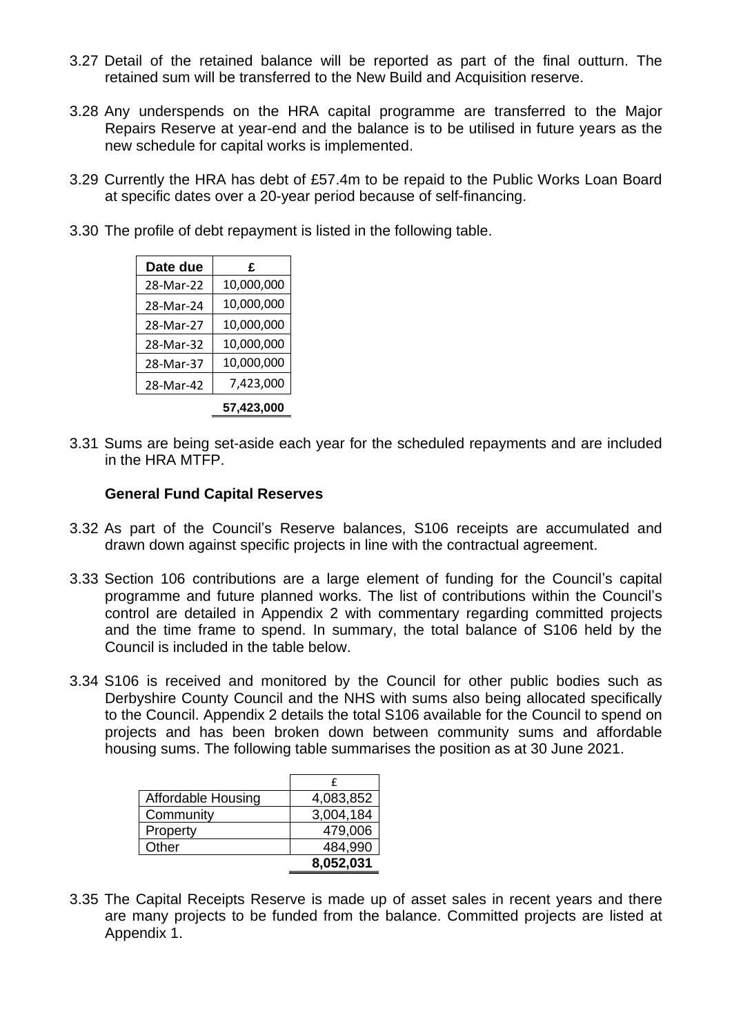3.27 Detail of the retained balance will be reported as part of the final outturn. The retained sum will be transferred to the New Build and Acquisition reserve.

3.28 Any underspends on the HRA capital programme are transferred to the Major Repairs Reserve at year-end and the balance is to be utilised in future years as the new schedule for capital works is implemented.

3.29 Currently the HRA has debt of £57.4m to be repaid to the Public Works Loan Board at specific dates over a 20-year period because of self-financing.

3.30 The profile of debt repayment is listed in the following table.

| Date due | £ |
|---|---|
| 28-Mar-22 | 10,000,000 |
| 28-Mar-24 | 10,000,000 |
| 28-Mar-27 | 10,000,000 |
| 28-Mar-32 | 10,000,000 |
| 28-Mar-37 | 10,000,000 |
| 28-Mar-42 | 7,423,000 |
| | **57,423,000** |

3.31 Sums are being set-aside each year for the scheduled repayments and are included in the HRA MTFP.

**General Fund Capital Reserves**

3.32 As part of the Council's Reserve balances, S106 receipts are accumulated and drawn down against specific projects in line with the contractual agreement.

3.33 Section 106 contributions are a large element of funding for the Council's capital programme and future planned works. The list of contributions within the Council's control are detailed in Appendix 2 with commentary regarding committed projects and the time frame to spend. In summary, the total balance of S106 held by the Council is included in the table below.

3.34 S106 is received and monitored by the Council for other public bodies such as Derbyshire County Council and the NHS with sums also being allocated specifically to the Council. Appendix 2 details the total S106 available for the Council to spend on projects and has been broken down between community sums and affordable housing sums. The following table summarises the position as at 30 June 2021.

| | £ |
|---|---|
| Affordable Housing | 4,083,852 |
| Community | 3,004,184 |
| Property | 479,006 |
| Other | 484,990 |
| | **8,052,031** |

3.35 The Capital Receipts Reserve is made up of asset sales in recent years and there are many projects to be funded from the balance. Committed projects are listed at Appendix 1.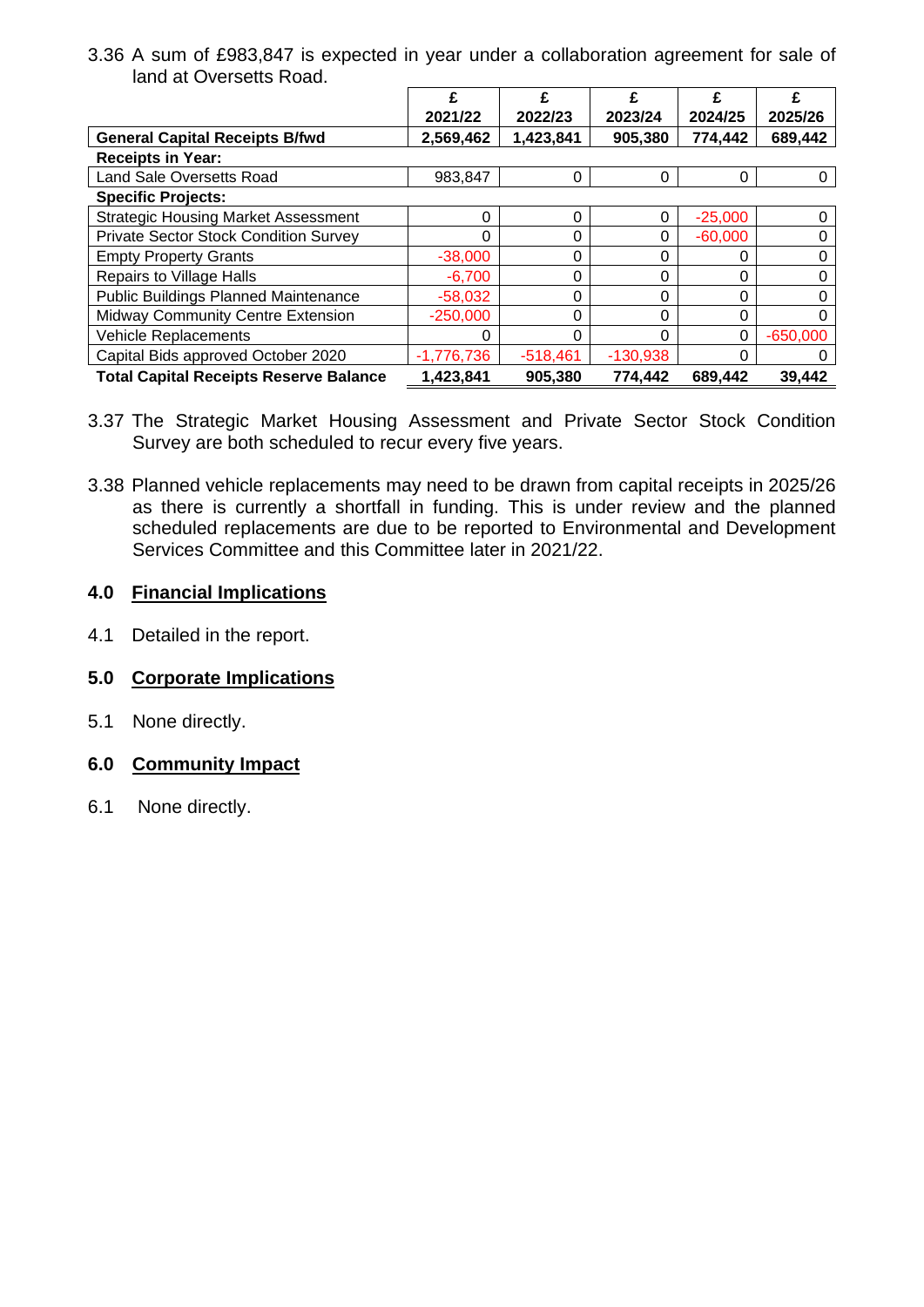3.36 A sum of £983,847 is expected in year under a collaboration agreement for sale of land at Oversetts Road.

| | £ 2021/22 | £ 2022/23 | £ 2023/24 | £ 2024/25 | £ 2025/26 |
|---|---|---|---|---|---|
| **General Capital Receipts B/fwd** | **2,569,462** | **1,423,841** | **905,380** | **774,442** | **689,442** |
| **Receipts in Year:** | | | | | |
| Land Sale Oversetts Road | 983,847 | 0 | 0 | 0 | 0 |
| **Specific Projects:** | | | | | |
| Strategic Housing Market Assessment | 0 | 0 | 0 | -25,000 | 0 |
| Private Sector Stock Condition Survey | 0 | 0 | 0 | -60,000 | 0 |
| Empty Property Grants | -38,000 | 0 | 0 | 0 | 0 |
| Repairs to Village Halls | -6,700 | 0 | 0 | 0 | 0 |
| Public Buildings Planned Maintenance | -58,032 | 0 | 0 | 0 | 0 |
| Midway Community Centre Extension | -250,000 | 0 | 0 | 0 | 0 |
| Vehicle Replacements | 0 | 0 | 0 | 0 | -650,000 |
| Capital Bids approved October 2020 | -1,776,736 | -518,461 | -130,938 | 0 | 0 |
| **Total Capital Receipts Reserve Balance** | **1,423,841** | **905,380** | **774,442** | **689,442** | **39,442** |

3.37 The Strategic Market Housing Assessment and Private Sector Stock Condition Survey are both scheduled to recur every five years.

3.38 Planned vehicle replacements may need to be drawn from capital receipts in 2025/26 as there is currently a shortfall in funding. This is under review and the planned scheduled replacements are due to be reported to Environmental and Development Services Committee and this Committee later in 2021/22.

## 4.0 Financial Implications

4.1 Detailed in the report.

## 5.0 Corporate Implications

5.1 None directly.

## 6.0 Community Impact

6.1 None directly.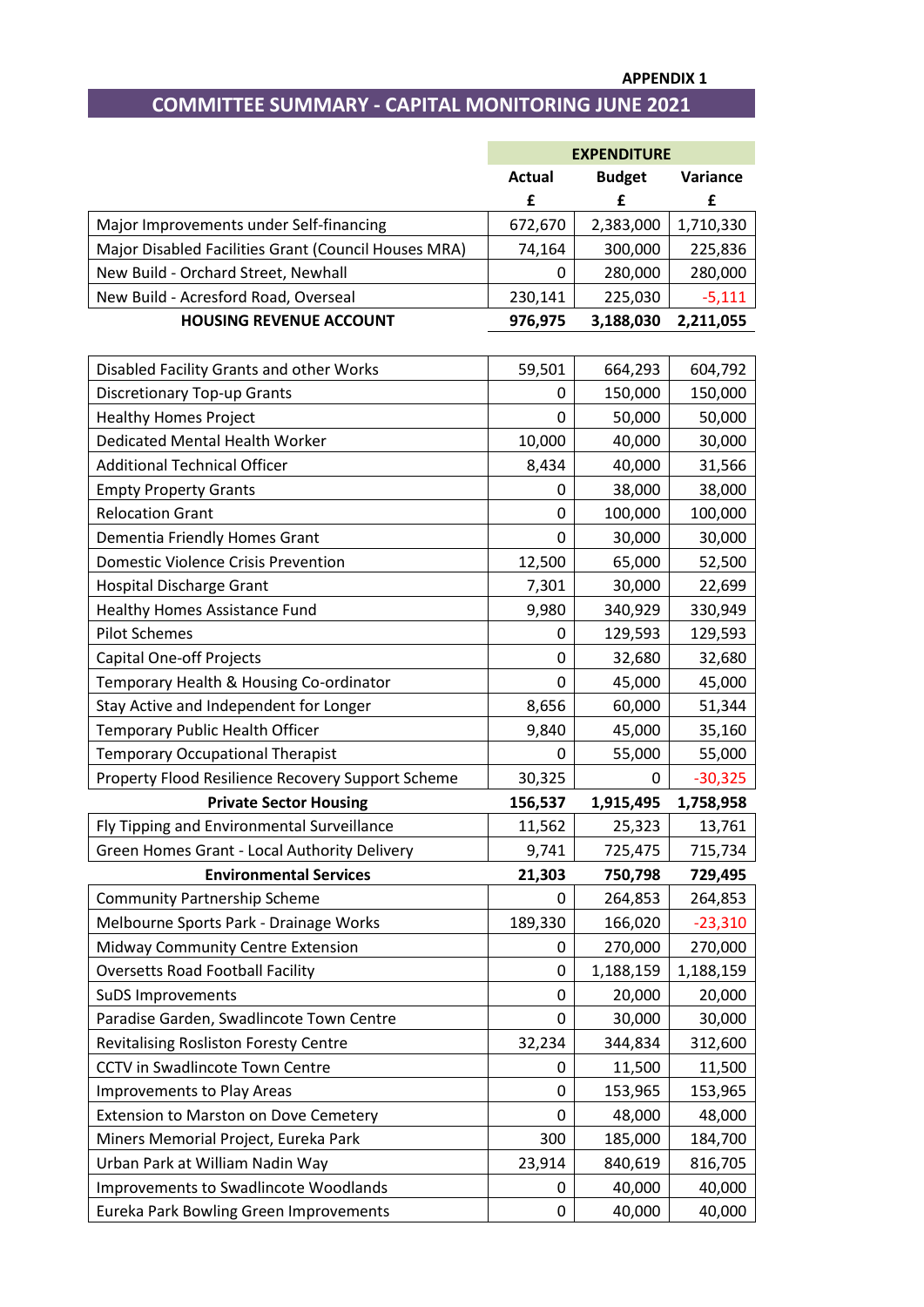APPENDIX 1

# COMMITTEE SUMMARY - CAPITAL MONITORING JUNE 2021

| | EXPENDITURE | | |
|---|---|---|---|
| | Actual | Budget | Variance |
| | £ | £ | £ |
| Major Improvements under Self-financing | 672,670 | 2,383,000 | 1,710,330 |
| Major Disabled Facilities Grant (Council Houses MRA) | 74,164 | 300,000 | 225,836 |
| New Build - Orchard Street, Newhall | 0 | 280,000 | 280,000 |
| New Build - Acresford Road, Overseal | 230,141 | 225,030 | -5,111 |
| **HOUSING REVENUE ACCOUNT** | **976,975** | **3,188,030** | **2,211,055** |
| | | | |
| Disabled Facility Grants and other Works | 59,501 | 664,293 | 604,792 |
| Discretionary Top-up Grants | 0 | 150,000 | 150,000 |
| Healthy Homes Project | 0 | 50,000 | 50,000 |
| Dedicated Mental Health Worker | 10,000 | 40,000 | 30,000 |
| Additional Technical Officer | 8,434 | 40,000 | 31,566 |
| Empty Property Grants | 0 | 38,000 | 38,000 |
| Relocation Grant | 0 | 100,000 | 100,000 |
| Dementia Friendly Homes Grant | 0 | 30,000 | 30,000 |
| Domestic Violence Crisis Prevention | 12,500 | 65,000 | 52,500 |
| Hospital Discharge Grant | 7,301 | 30,000 | 22,699 |
| Healthy Homes Assistance Fund | 9,980 | 340,929 | 330,949 |
| Pilot Schemes | 0 | 129,593 | 129,593 |
| Capital One-off Projects | 0 | 32,680 | 32,680 |
| Temporary Health & Housing Co-ordinator | 0 | 45,000 | 45,000 |
| Stay Active and Independent for Longer | 8,656 | 60,000 | 51,344 |
| Temporary Public Health Officer | 9,840 | 45,000 | 35,160 |
| Temporary Occupational Therapist | 0 | 55,000 | 55,000 |
| Property Flood Resilience Recovery Support Scheme | 30,325 | 0 | -30,325 |
| **Private Sector Housing** | **156,537** | **1,915,495** | **1,758,958** |
| Fly Tipping and Environmental Surveillance | 11,562 | 25,323 | 13,761 |
| Green Homes Grant - Local Authority Delivery | 9,741 | 725,475 | 715,734 |
| **Environmental Services** | **21,303** | **750,798** | **729,495** |
| Community Partnership Scheme | 0 | 264,853 | 264,853 |
| Melbourne Sports Park - Drainage Works | 189,330 | 166,020 | -23,310 |
| Midway Community Centre Extension | 0 | 270,000 | 270,000 |
| Oversetts Road Football Facility | 0 | 1,188,159 | 1,188,159 |
| SuDS Improvements | 0 | 20,000 | 20,000 |
| Paradise Garden, Swadlincote Town Centre | 0 | 30,000 | 30,000 |
| Revitalising Rosliston Foresty Centre | 32,234 | 344,834 | 312,600 |
| CCTV in Swadlincote Town Centre | 0 | 11,500 | 11,500 |
| Improvements to Play Areas | 0 | 153,965 | 153,965 |
| Extension to Marston on Dove Cemetery | 0 | 48,000 | 48,000 |
| Miners Memorial Project, Eureka Park | 300 | 185,000 | 184,700 |
| Urban Park at William Nadin Way | 23,914 | 840,619 | 816,705 |
| Improvements to Swadlincote Woodlands | 0 | 40,000 | 40,000 |
| Eureka Park Bowling Green Improvements | 0 | 40,000 | 40,000 |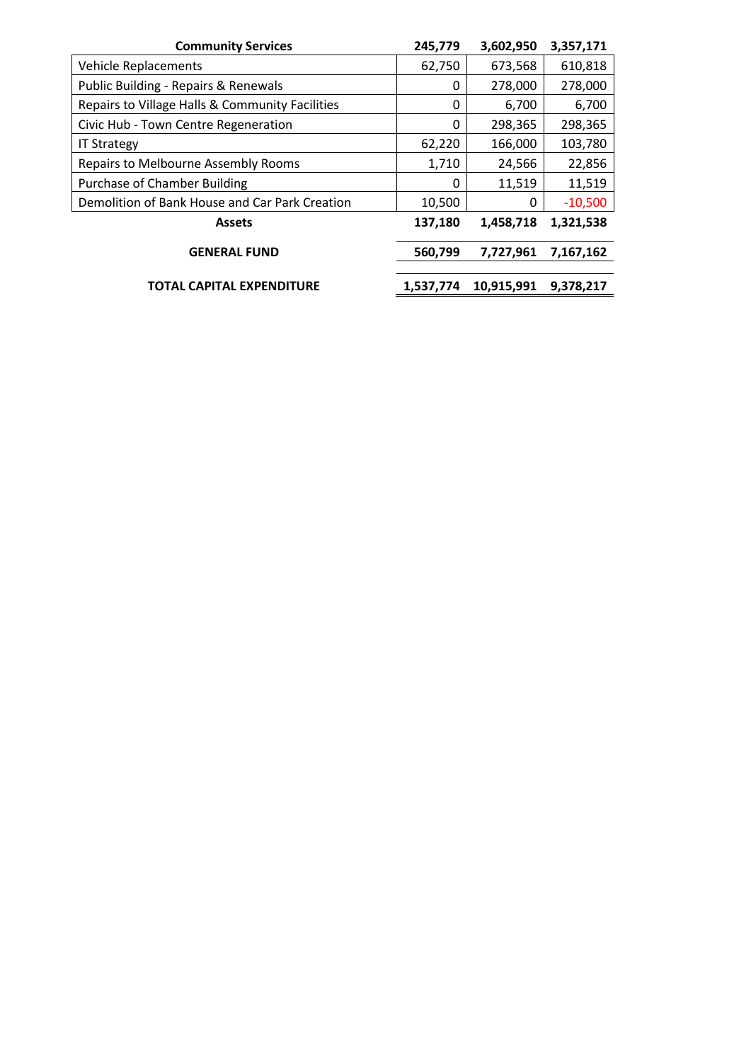| Community Services | 245,779 | 3,602,950 | 3,357,171 |
| --- | --- | --- | --- |
| Vehicle Replacements | 62,750 | 673,568 | 610,818 |
| Public Building - Repairs & Renewals | 0 | 278,000 | 278,000 |
| Repairs to Village Halls & Community Facilities | 0 | 6,700 | 6,700 |
| Civic Hub - Town Centre Regeneration | 0 | 298,365 | 298,365 |
| IT Strategy | 62,220 | 166,000 | 103,780 |
| Repairs to Melbourne Assembly Rooms | 1,710 | 24,566 | 22,856 |
| Purchase of Chamber Building | 0 | 11,519 | 11,519 |
| Demolition of Bank House and Car Park Creation | 10,500 | 0 | -10,500 |
| **Assets** | **137,180** | **1,458,718** | **1,321,538** |
| **GENERAL FUND** | **560,799** | **7,727,961** | **7,167,162** |
| **TOTAL CAPITAL EXPENDITURE** | **1,537,774** | **10,915,991** | **9,378,217** |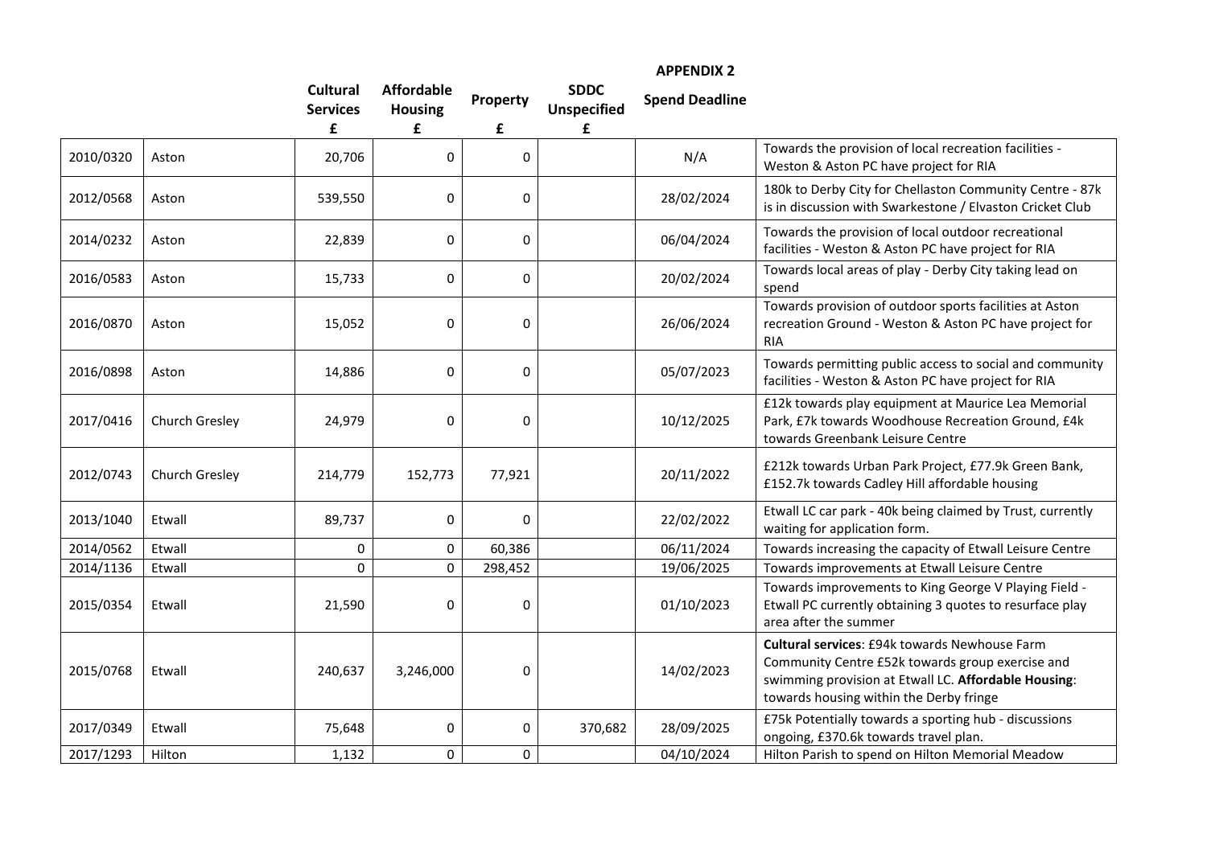**APPENDIX 2**

| | | Cultural Services £ | Affordable Housing £ | Property £ | SDDC Unspecified £ | Spend Deadline | |
|---|---|---|---|---|---|---|---|
| 2010/0320 | Aston | 20,706 | 0 | 0 | | N/A | Towards the provision of local recreation facilities - Weston & Aston PC have project for RIA |
| 2012/0568 | Aston | 539,550 | 0 | 0 | | 28/02/2024 | 180k to Derby City for Chellaston Community Centre - 87k is in discussion with Swarkestone / Elvaston Cricket Club |
| 2014/0232 | Aston | 22,839 | 0 | 0 | | 06/04/2024 | Towards the provision of local outdoor recreational facilities - Weston & Aston PC have project for RIA |
| 2016/0583 | Aston | 15,733 | 0 | 0 | | 20/02/2024 | Towards local areas of play - Derby City taking lead on spend |
| 2016/0870 | Aston | 15,052 | 0 | 0 | | 26/06/2024 | Towards provision of outdoor sports facilities at Aston recreation Ground - Weston & Aston PC have project for RIA |
| 2016/0898 | Aston | 14,886 | 0 | 0 | | 05/07/2023 | Towards permitting public access to social and community facilities - Weston & Aston PC have project for RIA |
| 2017/0416 | Church Gresley | 24,979 | 0 | 0 | | 10/12/2025 | £12k towards play equipment at Maurice Lea Memorial Park, £7k towards Woodhouse Recreation Ground, £4k towards Greenbank Leisure Centre |
| 2012/0743 | Church Gresley | 214,779 | 152,773 | 77,921 | | 20/11/2022 | £212k towards Urban Park Project, £77.9k Green Bank, £152.7k towards Cadley Hill affordable housing |
| 2013/1040 | Etwall | 89,737 | 0 | 0 | | 22/02/2022 | Etwall LC car park - 40k being claimed by Trust, currently waiting for application form. |
| 2014/0562 | Etwall | 0 | 0 | 60,386 | | 06/11/2024 | Towards increasing the capacity of Etwall Leisure Centre |
| 2014/1136 | Etwall | 0 | 0 | 298,452 | | 19/06/2025 | Towards improvements at Etwall Leisure Centre |
| 2015/0354 | Etwall | 21,590 | 0 | 0 | | 01/10/2023 | Towards improvements to King George V Playing Field - Etwall PC currently obtaining 3 quotes to resurface play area after the summer |
| 2015/0768 | Etwall | 240,637 | 3,246,000 | 0 | | 14/02/2023 | **Cultural services**: £94k towards Newhouse Farm Community Centre £52k towards group exercise and swimming provision at Etwall LC. **Affordable Housing**: towards housing within the Derby fringe |
| 2017/0349 | Etwall | 75,648 | 0 | 0 | 370,682 | 28/09/2025 | £75k Potentially towards a sporting hub - discussions ongoing, £370.6k towards travel plan. |
| 2017/1293 | Hilton | 1,132 | 0 | 0 | | 04/10/2024 | Hilton Parish to spend on Hilton Memorial Meadow |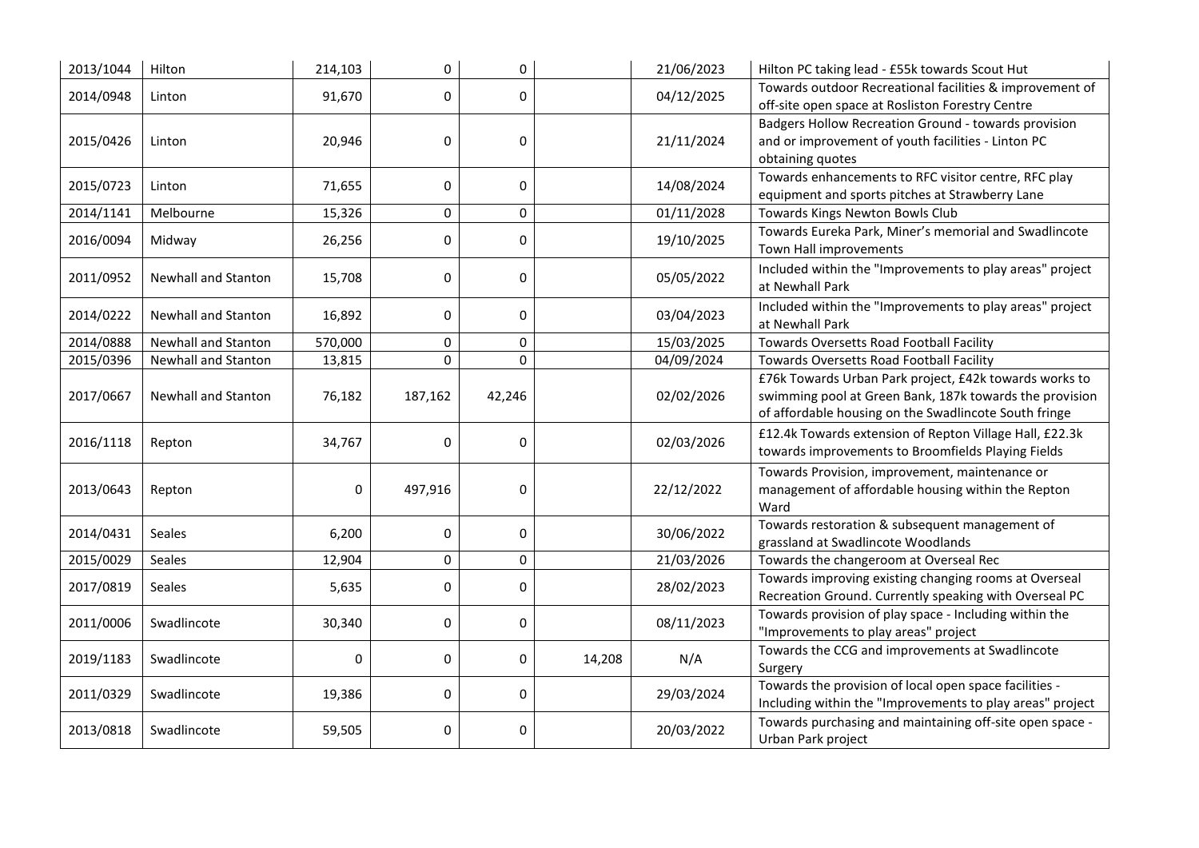| 2013/1044 | Hilton | 214,103 | 0 | 0 | | 21/06/2023 | Hilton PC taking lead - £55k towards Scout Hut |
|---|---|---|---|---|---|---|---|
| 2014/0948 | Linton | 91,670 | 0 | 0 | | 04/12/2025 | Towards outdoor Recreational facilities & improvement of off-site open space at Rosliston Forestry Centre |
| 2015/0426 | Linton | 20,946 | 0 | 0 | | 21/11/2024 | Badgers Hollow Recreation Ground - towards provision and or improvement of youth facilities - Linton PC obtaining quotes |
| 2015/0723 | Linton | 71,655 | 0 | 0 | | 14/08/2024 | Towards enhancements to RFC visitor centre, RFC play equipment and sports pitches at Strawberry Lane |
| 2014/1141 | Melbourne | 15,326 | 0 | 0 | | 01/11/2028 | Towards Kings Newton Bowls Club |
| 2016/0094 | Midway | 26,256 | 0 | 0 | | 19/10/2025 | Towards Eureka Park, Miner's memorial and Swadlincote Town Hall improvements |
| 2011/0952 | Newhall and Stanton | 15,708 | 0 | 0 | | 05/05/2022 | Included within the "Improvements to play areas" project at Newhall Park |
| 2014/0222 | Newhall and Stanton | 16,892 | 0 | 0 | | 03/04/2023 | Included within the "Improvements to play areas" project at Newhall Park |
| 2014/0888 | Newhall and Stanton | 570,000 | 0 | 0 | | 15/03/2025 | Towards Oversetts Road Football Facility |
| 2015/0396 | Newhall and Stanton | 13,815 | 0 | 0 | | 04/09/2024 | Towards Oversetts Road Football Facility |
| 2017/0667 | Newhall and Stanton | 76,182 | 187,162 | 42,246 | | 02/02/2026 | £76k Towards Urban Park project, £42k towards works to swimming pool at Green Bank, 187k towards the provision of affordable housing on the Swadlincote South fringe |
| 2016/1118 | Repton | 34,767 | 0 | 0 | | 02/03/2026 | £12.4k Towards extension of Repton Village Hall, £22.3k towards improvements to Broomfields Playing Fields |
| 2013/0643 | Repton | 0 | 497,916 | 0 | | 22/12/2022 | Towards Provision, improvement, maintenance or management of affordable housing within the Repton Ward |
| 2014/0431 | Seales | 6,200 | 0 | 0 | | 30/06/2022 | Towards restoration & subsequent management of grassland at Swadlincote Woodlands |
| 2015/0029 | Seales | 12,904 | 0 | 0 | | 21/03/2026 | Towards the changeroom at Overseal Rec |
| 2017/0819 | Seales | 5,635 | 0 | 0 | | 28/02/2023 | Towards improving existing changing rooms at Overseal Recreation Ground. Currently speaking with Overseal PC |
| 2011/0006 | Swadlincote | 30,340 | 0 | 0 | | 08/11/2023 | Towards provision of play space - Including within the "Improvements to play areas" project |
| 2019/1183 | Swadlincote | 0 | 0 | 0 | 14,208 | N/A | Towards the CCG and improvements at Swadlincote Surgery |
| 2011/0329 | Swadlincote | 19,386 | 0 | 0 | | 29/03/2024 | Towards the provision of local open space facilities - Including within the "Improvements to play areas" project |
| 2013/0818 | Swadlincote | 59,505 | 0 | 0 | | 20/03/2022 | Towards purchasing and maintaining off-site open space - Urban Park project |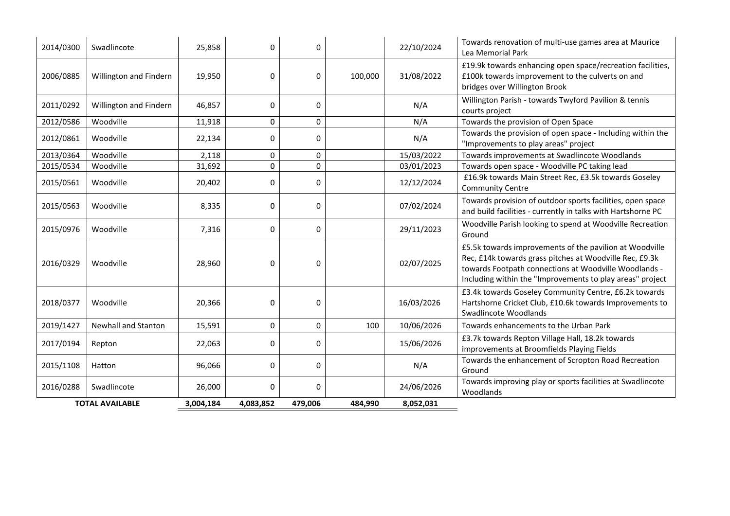| | | | | | | | |
|---|---|---|---|---|---|---|---|
| 2014/0300 | Swadlincote | 25,858 | 0 | 0 | | 22/10/2024 | Towards renovation of multi-use games area at Maurice Lea Memorial Park |
| 2006/0885 | Willington and Findern | 19,950 | 0 | 0 | 100,000 | 31/08/2022 | £19.9k towards enhancing open space/recreation facilities, £100k towards improvement to the culverts on and bridges over Willington Brook |
| 2011/0292 | Willington and Findern | 46,857 | 0 | 0 | | N/A | Willington Parish - towards Twyford Pavilion & tennis courts project |
| 2012/0586 | Woodville | 11,918 | 0 | 0 | | N/A | Towards the provision of Open Space |
| 2012/0861 | Woodville | 22,134 | 0 | 0 | | N/A | Towards the provision of open space - Including within the "Improvements to play areas" project |
| 2013/0364 | Woodville | 2,118 | 0 | 0 | | 15/03/2022 | Towards improvements at Swadlincote Woodlands |
| 2015/0534 | Woodville | 31,692 | 0 | 0 | | 03/01/2023 | Towards open space - Woodville PC taking lead |
| 2015/0561 | Woodville | 20,402 | 0 | 0 | | 12/12/2024 | £16.9k towards Main Street Rec, £3.5k towards Goseley Community Centre |
| 2015/0563 | Woodville | 8,335 | 0 | 0 | | 07/02/2024 | Towards provision of outdoor sports facilities, open space and build facilities - currently in talks with Hartshorne PC |
| 2015/0976 | Woodville | 7,316 | 0 | 0 | | 29/11/2023 | Woodville Parish looking to spend at Woodville Recreation Ground |
| 2016/0329 | Woodville | 28,960 | 0 | 0 | | 02/07/2025 | £5.5k towards improvements of the pavilion at Woodville Rec, £14k towards grass pitches at Woodville Rec, £9.3k towards Footpath connections at Woodville Woodlands - Including within the "Improvements to play areas" project |
| 2018/0377 | Woodville | 20,366 | 0 | 0 | | 16/03/2026 | £3.4k towards Goseley Community Centre, £6.2k towards Hartshorne Cricket Club, £10.6k towards Improvements to Swadlincote Woodlands |
| 2019/1427 | Newhall and Stanton | 15,591 | 0 | 0 | 100 | 10/06/2026 | Towards enhancements to the Urban Park |
| 2017/0194 | Repton | 22,063 | 0 | 0 | | 15/06/2026 | £3.7k towards Repton Village Hall, 18.2k towards improvements at Broomfields Playing Fields |
| 2015/1108 | Hatton | 96,066 | 0 | 0 | | N/A | Towards the enhancement of Scropton Road Recreation Ground |
| 2016/0288 | Swadlincote | 26,000 | 0 | 0 | | 24/06/2026 | Towards improving play or sports facilities at Swadlincote Woodlands |
| **TOTAL AVAILABLE** | | **3,004,184** | **4,083,852** | **479,006** | **484,990** | **8,052,031** | |